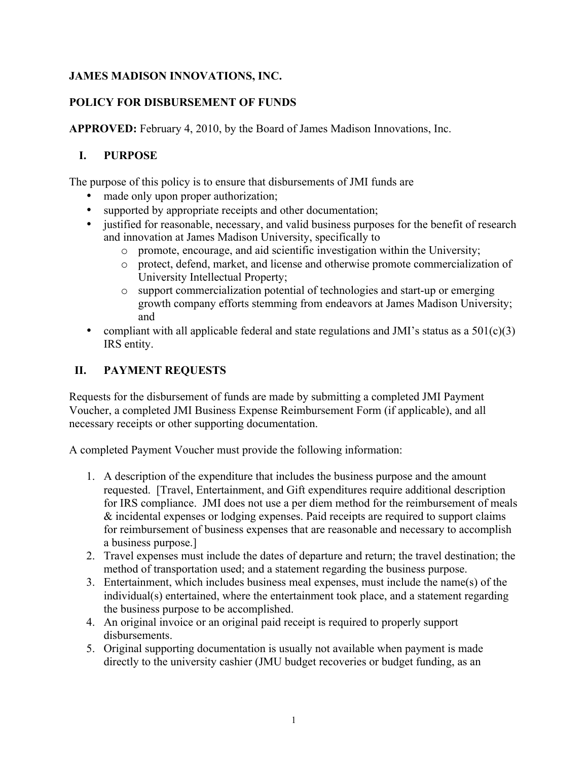**JAMES MADISON INNOVATIONS, INC.**

**POLICY FOR DISBURSEMENT OF FUNDS**

**APPROVED:** February 4, 2010, by the Board of James Madison Innovations, Inc.

## I. PURPOSE

The purpose of this policy is to ensure that disbursements of JMI funds are

- made only upon proper authorization;
- supported by appropriate receipts and other documentation;
- justified for reasonable, necessary, and valid business purposes for the benefit of research and innovation at James Madison University, specifically to
    - promote, encourage, and aid scientific investigation within the University;
    - protect, defend, market, and license and otherwise promote commercialization of University Intellectual Property;
    - support commercialization potential of technologies and start-up or emerging growth company efforts stemming from endeavors at James Madison University; and
- compliant with all applicable federal and state regulations and JMI's status as a 501(c)(3) IRS entity.

## II. PAYMENT REQUESTS

Requests for the disbursement of funds are made by submitting a completed JMI Payment Voucher, a completed JMI Business Expense Reimbursement Form (if applicable), and all necessary receipts or other supporting documentation.

A completed Payment Voucher must provide the following information:

1. A description of the expenditure that includes the business purpose and the amount requested. [Travel, Entertainment, and Gift expenditures require additional description for IRS compliance. JMI does not use a per diem method for the reimbursement of meals & incidental expenses or lodging expenses. Paid receipts are required to support claims for reimbursement of business expenses that are reasonable and necessary to accomplish a business purpose.]
2. Travel expenses must include the dates of departure and return; the travel destination; the method of transportation used; and a statement regarding the business purpose.
3. Entertainment, which includes business meal expenses, must include the name(s) of the individual(s) entertained, where the entertainment took place, and a statement regarding the business purpose to be accomplished.
4. An original invoice or an original paid receipt is required to properly support disbursements.
5. Original supporting documentation is usually not available when payment is made directly to the university cashier (JMU budget recoveries or budget funding, as an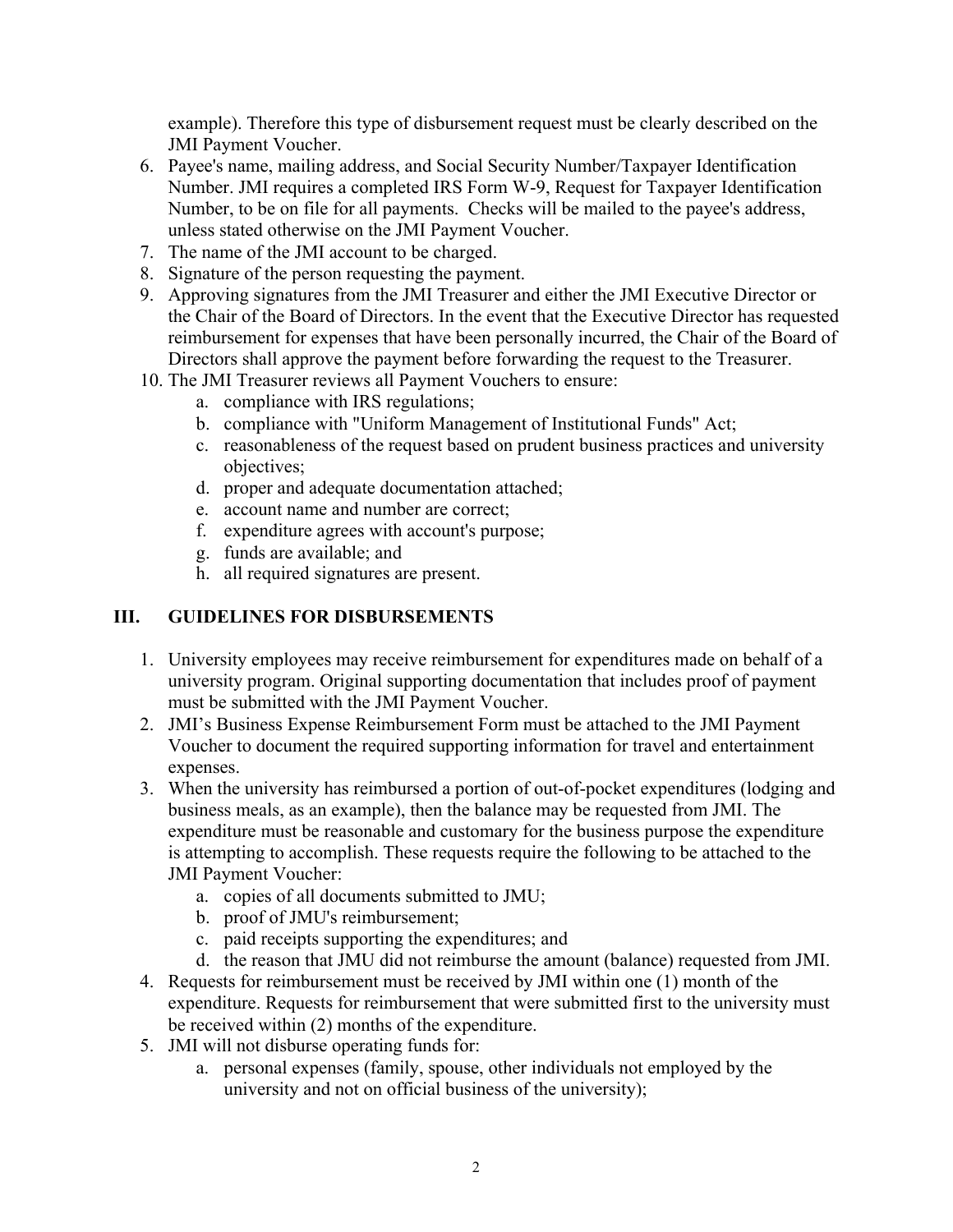example). Therefore this type of disbursement request must be clearly described on the JMI Payment Voucher.

6. Payee's name, mailing address, and Social Security Number/Taxpayer Identification Number. JMI requires a completed IRS Form W-9, Request for Taxpayer Identification Number, to be on file for all payments. Checks will be mailed to the payee's address, unless stated otherwise on the JMI Payment Voucher.
7. The name of the JMI account to be charged.
8. Signature of the person requesting the payment.
9. Approving signatures from the JMI Treasurer and either the JMI Executive Director or the Chair of the Board of Directors. In the event that the Executive Director has requested reimbursement for expenses that have been personally incurred, the Chair of the Board of Directors shall approve the payment before forwarding the request to the Treasurer.
10. The JMI Treasurer reviews all Payment Vouchers to ensure:
    a. compliance with IRS regulations;
    b. compliance with "Uniform Management of Institutional Funds" Act;
    c. reasonableness of the request based on prudent business practices and university objectives;
    d. proper and adequate documentation attached;
    e. account name and number are correct;
    f. expenditure agrees with account's purpose;
    g. funds are available; and
    h. all required signatures are present.

## III. GUIDELINES FOR DISBURSEMENTS

1. University employees may receive reimbursement for expenditures made on behalf of a university program. Original supporting documentation that includes proof of payment must be submitted with the JMI Payment Voucher.
2. JMI's Business Expense Reimbursement Form must be attached to the JMI Payment Voucher to document the required supporting information for travel and entertainment expenses.
3. When the university has reimbursed a portion of out-of-pocket expenditures (lodging and business meals, as an example), then the balance may be requested from JMI. The expenditure must be reasonable and customary for the business purpose the expenditure is attempting to accomplish. These requests require the following to be attached to the JMI Payment Voucher:
    a. copies of all documents submitted to JMU;
    b. proof of JMU's reimbursement;
    c. paid receipts supporting the expenditures; and
    d. the reason that JMU did not reimburse the amount (balance) requested from JMI.
4. Requests for reimbursement must be received by JMI within one (1) month of the expenditure. Requests for reimbursement that were submitted first to the university must be received within (2) months of the expenditure.
5. JMI will not disburse operating funds for:
    a. personal expenses (family, spouse, other individuals not employed by the university and not on official business of the university);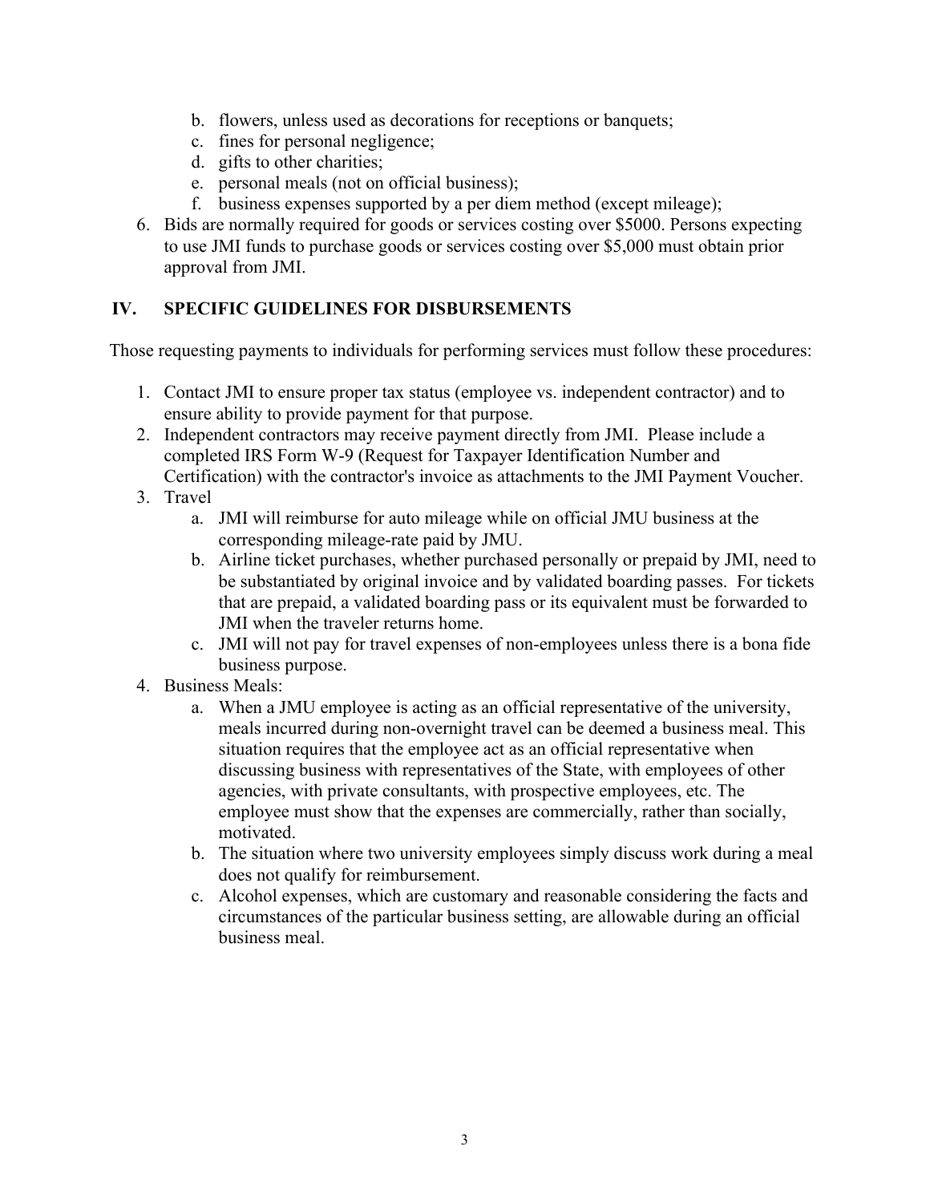b. flowers, unless used as decorations for receptions or banquets;
   c. fines for personal negligence;
   d. gifts to other charities;
   e. personal meals (not on official business);
   f. business expenses supported by a per diem method (except mileage);

6. Bids are normally required for goods or services costing over $5000. Persons expecting to use JMI funds to purchase goods or services costing over $5,000 must obtain prior approval from JMI.

## IV. SPECIFIC GUIDELINES FOR DISBURSEMENTS

Those requesting payments to individuals for performing services must follow these procedures:

1. Contact JMI to ensure proper tax status (employee vs. independent contractor) and to ensure ability to provide payment for that purpose.
2. Independent contractors may receive payment directly from JMI. Please include a completed IRS Form W-9 (Request for Taxpayer Identification Number and Certification) with the contractor's invoice as attachments to the JMI Payment Voucher.
3. Travel
   a. JMI will reimburse for auto mileage while on official JMU business at the corresponding mileage-rate paid by JMU.
   b. Airline ticket purchases, whether purchased personally or prepaid by JMI, need to be substantiated by original invoice and by validated boarding passes. For tickets that are prepaid, a validated boarding pass or its equivalent must be forwarded to JMI when the traveler returns home.
   c. JMI will not pay for travel expenses of non-employees unless there is a bona fide business purpose.
4. Business Meals:
   a. When a JMU employee is acting as an official representative of the university, meals incurred during non-overnight travel can be deemed a business meal. This situation requires that the employee act as an official representative when discussing business with representatives of the State, with employees of other agencies, with private consultants, with prospective employees, etc. The employee must show that the expenses are commercially, rather than socially, motivated.
   b. The situation where two university employees simply discuss work during a meal does not qualify for reimbursement.
   c. Alcohol expenses, which are customary and reasonable considering the facts and circumstances of the particular business setting, are allowable during an official business meal.